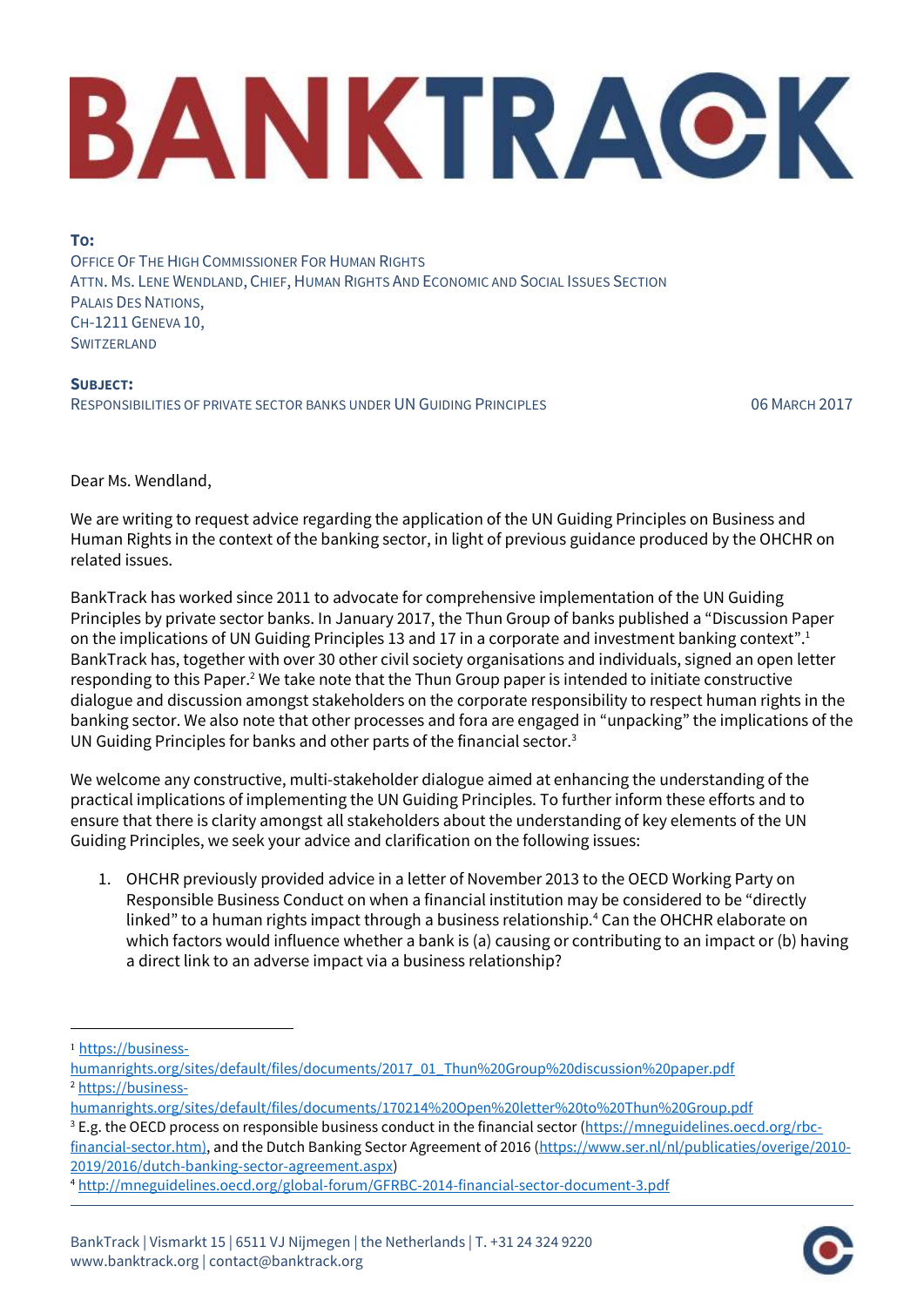# BANKTRACK

**To:**
Office Of The High Commissioner For Human Rights
Attn. Ms. Lene Wendland, Chief, Human Rights And Economic and Social Issues Section
Palais Des Nations,
CH-1211 Geneva 10,
Switzerland

**Subject:**
Responsibilities of private sector banks under UN Guiding Principles

06 March 2017

Dear Ms. Wendland,

We are writing to request advice regarding the application of the UN Guiding Principles on Business and Human Rights in the context of the banking sector, in light of previous guidance produced by the OHCHR on related issues.

BankTrack has worked since 2011 to advocate for comprehensive implementation of the UN Guiding Principles by private sector banks. In January 2017, the Thun Group of banks published a "Discussion Paper on the implications of UN Guiding Principles 13 and 17 in a corporate and investment banking context".[1] BankTrack has, together with over 30 other civil society organisations and individuals, signed an open letter responding to this Paper.[2] We take note that the Thun Group paper is intended to initiate constructive dialogue and discussion amongst stakeholders on the corporate responsibility to respect human rights in the banking sector. We also note that other processes and fora are engaged in "unpacking" the implications of the UN Guiding Principles for banks and other parts of the financial sector.[3]

We welcome any constructive, multi-stakeholder dialogue aimed at enhancing the understanding of the practical implications of implementing the UN Guiding Principles. To further inform these efforts and to ensure that there is clarity amongst all stakeholders about the understanding of key elements of the UN Guiding Principles, we seek your advice and clarification on the following issues:

1. OHCHR previously provided advice in a letter of November 2013 to the OECD Working Party on Responsible Business Conduct on when a financial institution may be considered to be "directly linked" to a human rights impact through a business relationship.[4] Can the OHCHR elaborate on which factors would influence whether a bank is (a) causing or contributing to an impact or (b) having a direct link to an adverse impact via a business relationship?

---

[1] https://business-humanrights.org/sites/default/files/documents/2017_01_Thun%20Group%20discussion%20paper.pdf

[2] https://business-humanrights.org/sites/default/files/documents/170214%20Open%20letter%20to%20Thun%20Group.pdf

[3] E.g. the OECD process on responsible business conduct in the financial sector (https://mneguidelines.oecd.org/rbc-financial-sector.htm), and the Dutch Banking Sector Agreement of 2016 (https://www.ser.nl/nl/publicaties/overige/2010-2019/2016/dutch-banking-sector-agreement.aspx)

[4] http://mneguidelines.oecd.org/global-forum/GFRBC-2014-financial-sector-document-3.pdf

BankTrack | Vismarkt 15 | 6511 VJ Nijmegen | the Netherlands | T. +31 24 324 9220
www.banktrack.org | contact@banktrack.org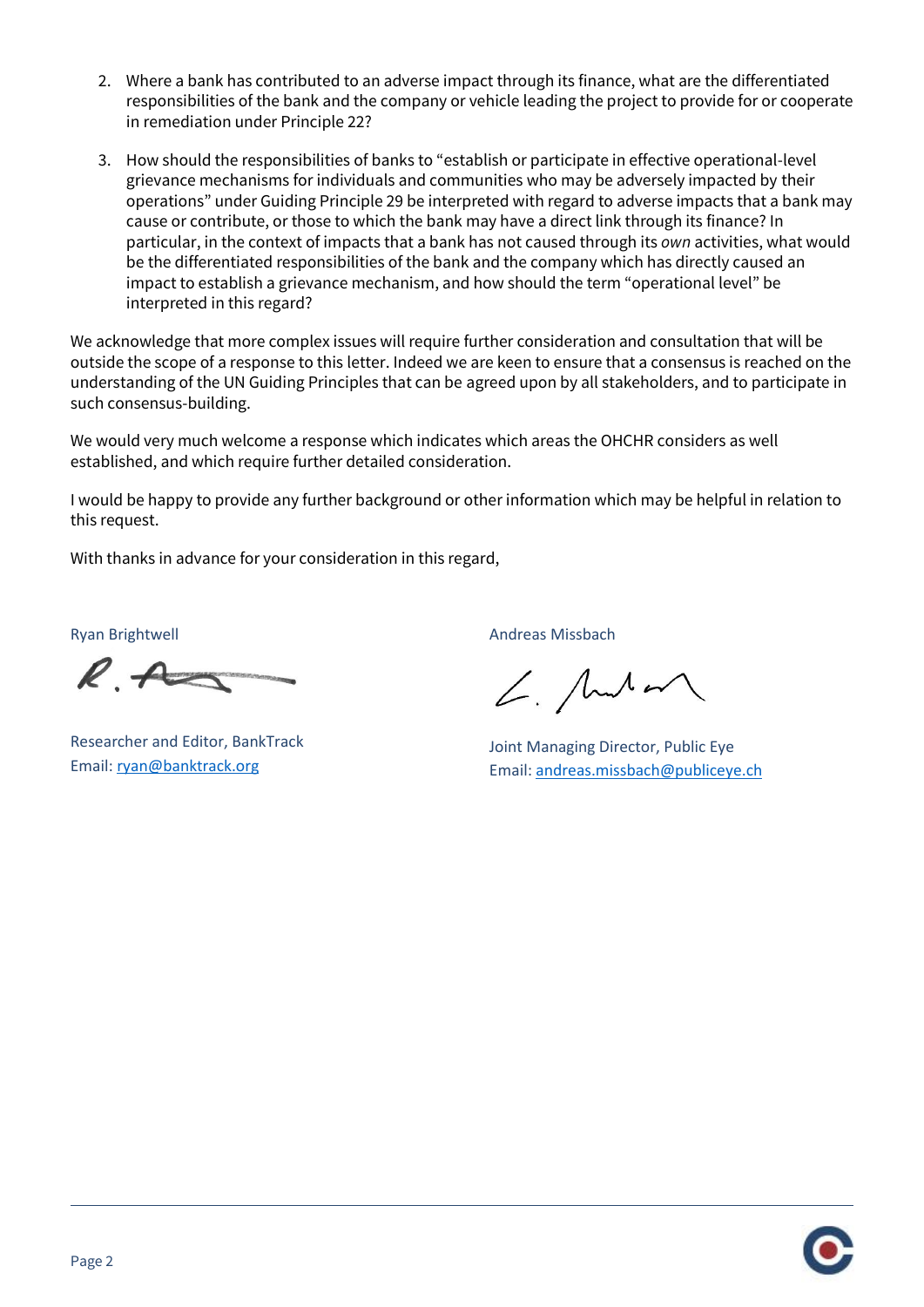2. Where a bank has contributed to an adverse impact through its finance, what are the differentiated responsibilities of the bank and the company or vehicle leading the project to provide for or cooperate in remediation under Principle 22?

3. How should the responsibilities of banks to "establish or participate in effective operational-level grievance mechanisms for individuals and communities who may be adversely impacted by their operations" under Guiding Principle 29 be interpreted with regard to adverse impacts that a bank may cause or contribute, or those to which the bank may have a direct link through its finance? In particular, in the context of impacts that a bank has not caused through its *own* activities, what would be the differentiated responsibilities of the bank and the company which has directly caused an impact to establish a grievance mechanism, and how should the term "operational level" be interpreted in this regard?

We acknowledge that more complex issues will require further consideration and consultation that will be outside the scope of a response to this letter. Indeed we are keen to ensure that a consensus is reached on the understanding of the UN Guiding Principles that can be agreed upon by all stakeholders, and to participate in such consensus-building.

We would very much welcome a response which indicates which areas the OHCHR considers as well established, and which require further detailed consideration.

I would be happy to provide any further background or other information which may be helpful in relation to this request.

With thanks in advance for your consideration in this regard,

Ryan Brightwell

Researcher and Editor, BankTrack
Email: ryan@banktrack.org

Andreas Missbach

Joint Managing Director, Public Eye
Email: andreas.missbach@publiceye.ch